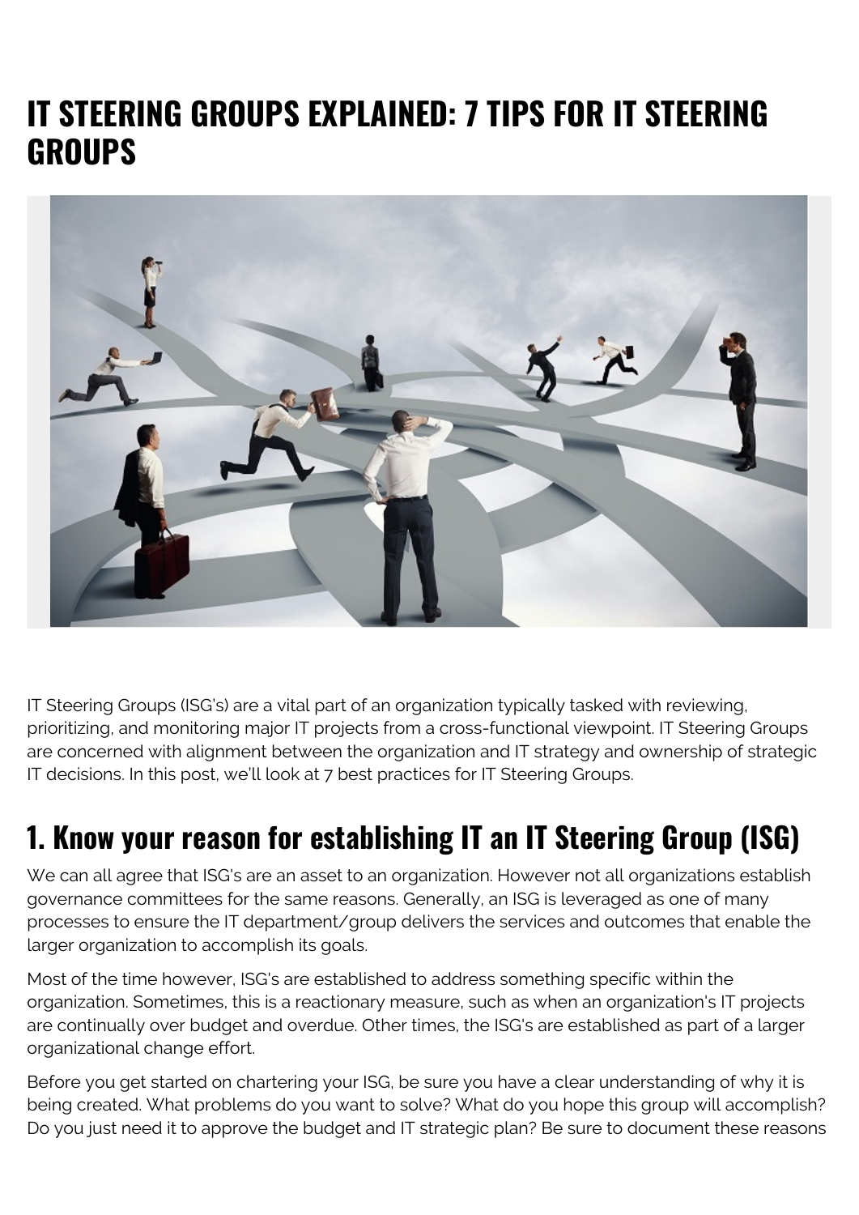# IT STEERING GROUPS EXPLAINED: 7 TIPS FOR IT STEERING GROUPS

IT Steering Groups (ISG's) are a vital part of an organization typically tasked with reviewing, prioritizing, and monitoring major IT projects from a cross-functional viewpoint. IT Steering Groups are concerned with alignment between the organization and IT strategy and ownership of strategic IT decisions. In this post, we'll look at 7 best practices for IT Steering Groups.

## 1. Know your reason for establishing IT an IT Steering Group (ISG)

We can all agree that ISG's are an asset to an organization. However not all organizations establish governance committees for the same reasons. Generally, an ISG is leveraged as one of many processes to ensure the IT department/group delivers the services and outcomes that enable the larger organization to accomplish its goals.

Most of the time however, ISG's are established to address something specific within the organization. Sometimes, this is a reactionary measure, such as when an organization's IT projects are continually over budget and overdue. Other times, the ISG's are established as part of a larger organizational change effort.

Before you get started on chartering your ISG, be sure you have a clear understanding of why it is being created. What problems do you want to solve? What do you hope this group will accomplish? Do you just need it to approve the budget and IT strategic plan? Be sure to document these reasons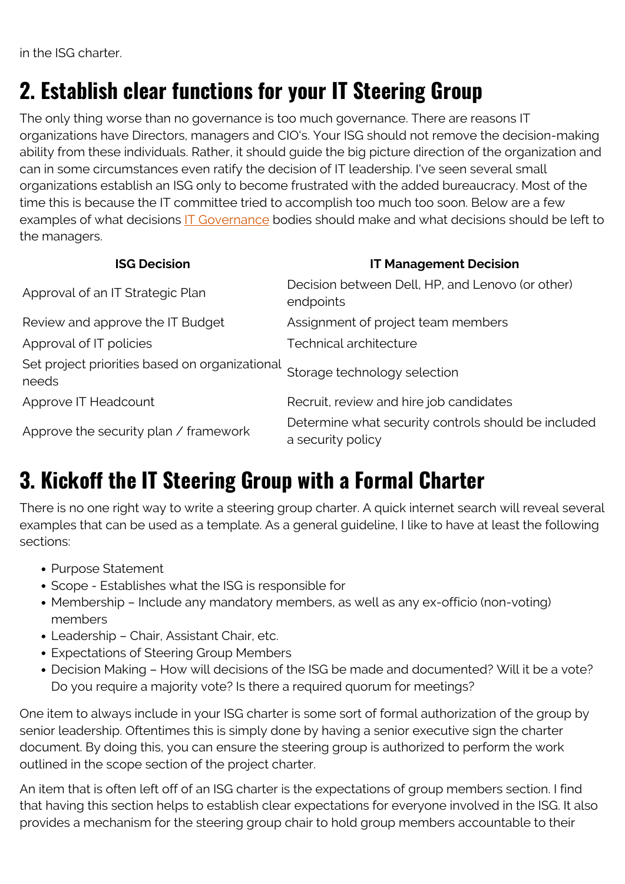in the ISG charter.

## 2. Establish clear functions for your IT Steering Group

The only thing worse than no governance is too much governance. There are reasons IT organizations have Directors, managers and CIO's. Your ISG should not remove the decision-making ability from these individuals. Rather, it should guide the big picture direction of the organization and can in some circumstances even ratify the decision of IT leadership. I've seen several small organizations establish an ISG only to become frustrated with the added bureaucracy. Most of the time this is because the IT committee tried to accomplish too much too soon. Below are a few examples of what decisions IT Governance bodies should make and what decisions should be left to the managers.

| ISG Decision | IT Management Decision |
|---|---|
| Approval of an IT Strategic Plan | Decision between Dell, HP, and Lenovo (or other) endpoints |
| Review and approve the IT Budget | Assignment of project team members |
| Approval of IT policies | Technical architecture |
| Set project priorities based on organizational needs | Storage technology selection |
| Approve IT Headcount | Recruit, review and hire job candidates |
| Approve the security plan / framework | Determine what security controls should be included a security policy |

## 3. Kickoff the IT Steering Group with a Formal Charter

There is no one right way to write a steering group charter. A quick internet search will reveal several examples that can be used as a template. As a general guideline, I like to have at least the following sections:

- Purpose Statement
- Scope - Establishes what the ISG is responsible for
- Membership – Include any mandatory members, as well as any ex-officio (non-voting) members
- Leadership – Chair, Assistant Chair, etc.
- Expectations of Steering Group Members
- Decision Making – How will decisions of the ISG be made and documented? Will it be a vote? Do you require a majority vote? Is there a required quorum for meetings?

One item to always include in your ISG charter is some sort of formal authorization of the group by senior leadership. Oftentimes this is simply done by having a senior executive sign the charter document. By doing this, you can ensure the steering group is authorized to perform the work outlined in the scope section of the project charter.

An item that is often left off of an ISG charter is the expectations of group members section. I find that having this section helps to establish clear expectations for everyone involved in the ISG. It also provides a mechanism for the steering group chair to hold group members accountable to their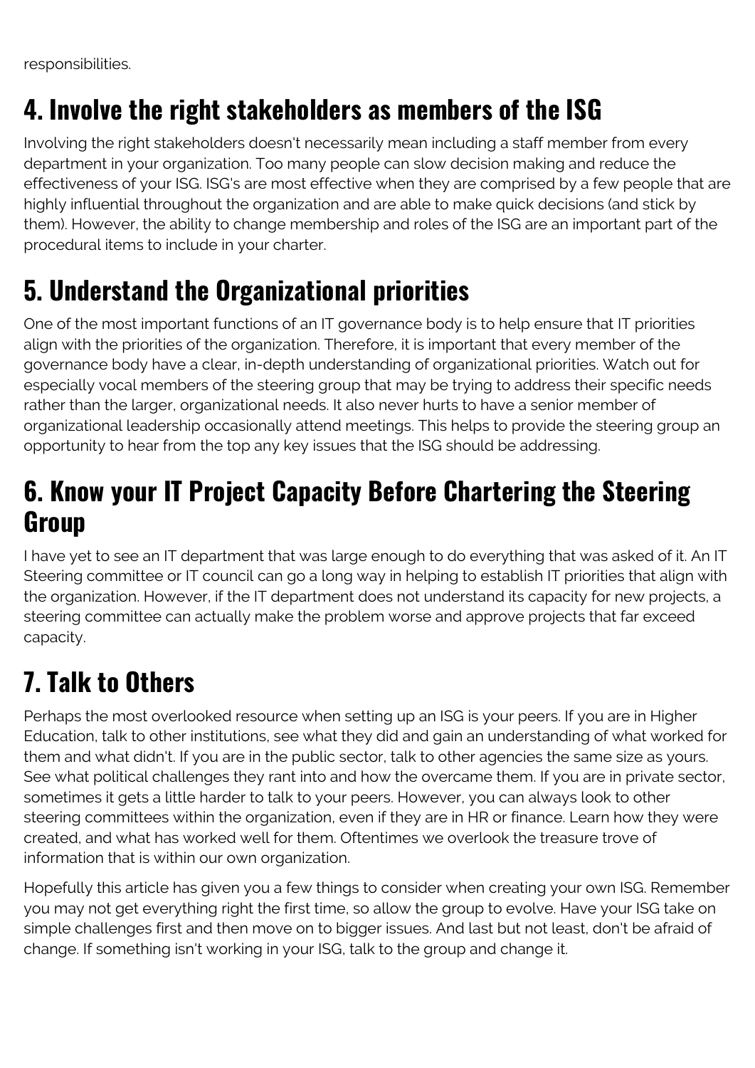responsibilities.

## 4. Involve the right stakeholders as members of the ISG

Involving the right stakeholders doesn't necessarily mean including a staff member from every department in your organization. Too many people can slow decision making and reduce the effectiveness of your ISG. ISG's are most effective when they are comprised by a few people that are highly influential throughout the organization and are able to make quick decisions (and stick by them). However, the ability to change membership and roles of the ISG are an important part of the procedural items to include in your charter.

## 5. Understand the Organizational priorities

One of the most important functions of an IT governance body is to help ensure that IT priorities align with the priorities of the organization. Therefore, it is important that every member of the governance body have a clear, in-depth understanding of organizational priorities. Watch out for especially vocal members of the steering group that may be trying to address their specific needs rather than the larger, organizational needs. It also never hurts to have a senior member of organizational leadership occasionally attend meetings. This helps to provide the steering group an opportunity to hear from the top any key issues that the ISG should be addressing.

## 6. Know your IT Project Capacity Before Chartering the Steering Group

I have yet to see an IT department that was large enough to do everything that was asked of it. An IT Steering committee or IT council can go a long way in helping to establish IT priorities that align with the organization. However, if the IT department does not understand its capacity for new projects, a steering committee can actually make the problem worse and approve projects that far exceed capacity.

## 7. Talk to Others

Perhaps the most overlooked resource when setting up an ISG is your peers. If you are in Higher Education, talk to other institutions, see what they did and gain an understanding of what worked for them and what didn't. If you are in the public sector, talk to other agencies the same size as yours. See what political challenges they rant into and how the overcame them. If you are in private sector, sometimes it gets a little harder to talk to your peers. However, you can always look to other steering committees within the organization, even if they are in HR or finance. Learn how they were created, and what has worked well for them. Oftentimes we overlook the treasure trove of information that is within our own organization.

Hopefully this article has given you a few things to consider when creating your own ISG. Remember you may not get everything right the first time, so allow the group to evolve. Have your ISG take on simple challenges first and then move on to bigger issues. And last but not least, don't be afraid of change. If something isn't working in your ISG, talk to the group and change it.